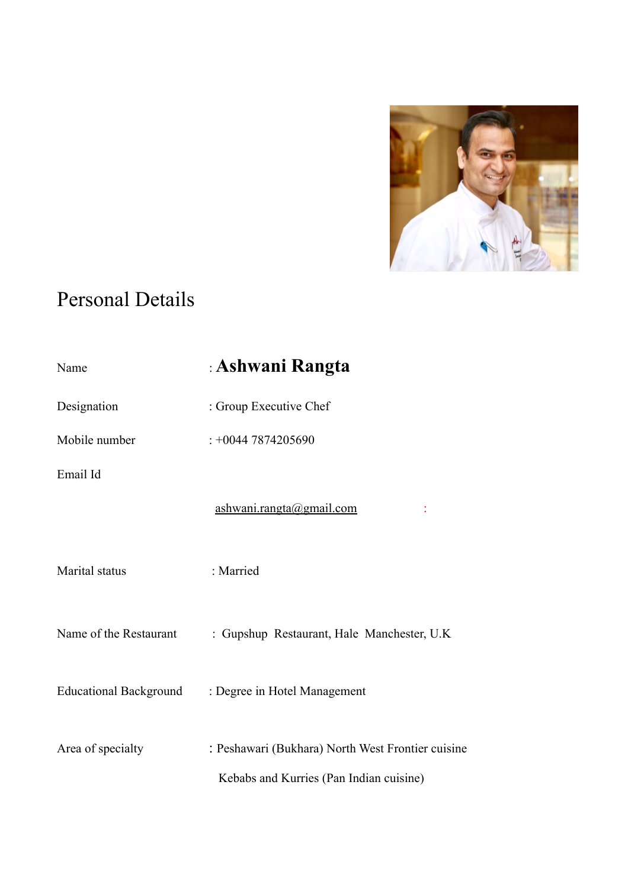# Personal Details

| | |
|---|---|
| Name | : **Ashwani Rangta** |
| Designation | : Group Executive Chef |
| Mobile number | : +0044 7874205690 |
| Email Id | ashwani.rangta@gmail.com : |
| Marital status | : Married |
| Name of the Restaurant | : Gupshup Restaurant, Hale Manchester, U.K |
| Educational Background | : Degree in Hotel Management |
| Area of specialty | : Peshawari (Bukhara) North West Frontier cuisine<br>Kebabs and Kurries (Pan Indian cuisine) |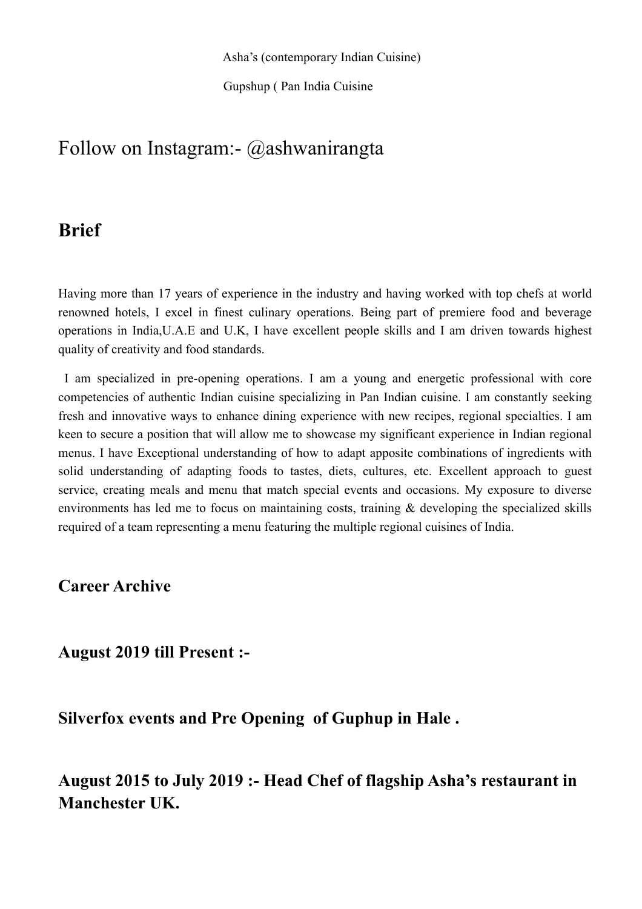Asha's (contemporary Indian Cuisine)

Gupshup ( Pan India Cuisine

Follow on Instagram:- @ashwanirangta

## Brief

Having more than 17 years of experience in the industry and having worked with top chefs at world renowned hotels, I excel in finest culinary operations. Being part of premiere food and beverage operations in India,U.A.E and U.K, I have excellent people skills and I am driven towards highest quality of creativity and food standards.

I am specialized in pre-opening operations. I am a young and energetic professional with core competencies of authentic Indian cuisine specializing in Pan Indian cuisine. I am constantly seeking fresh and innovative ways to enhance dining experience with new recipes, regional specialties. I am keen to secure a position that will allow me to showcase my significant experience in Indian regional menus. I have Exceptional understanding of how to adapt apposite combinations of ingredients with solid understanding of adapting foods to tastes, diets, cultures, etc. Excellent approach to guest service, creating meals and menu that match special events and occasions. My exposure to diverse environments has led me to focus on maintaining costs, training & developing the specialized skills required of a team representing a menu featuring the multiple regional cuisines of India.

### Career Archive

### August 2019 till Present :-

### Silverfox events and Pre Opening of Guphup in Hale .

### August 2015 to July 2019 :- Head Chef of flagship Asha's restaurant in Manchester UK.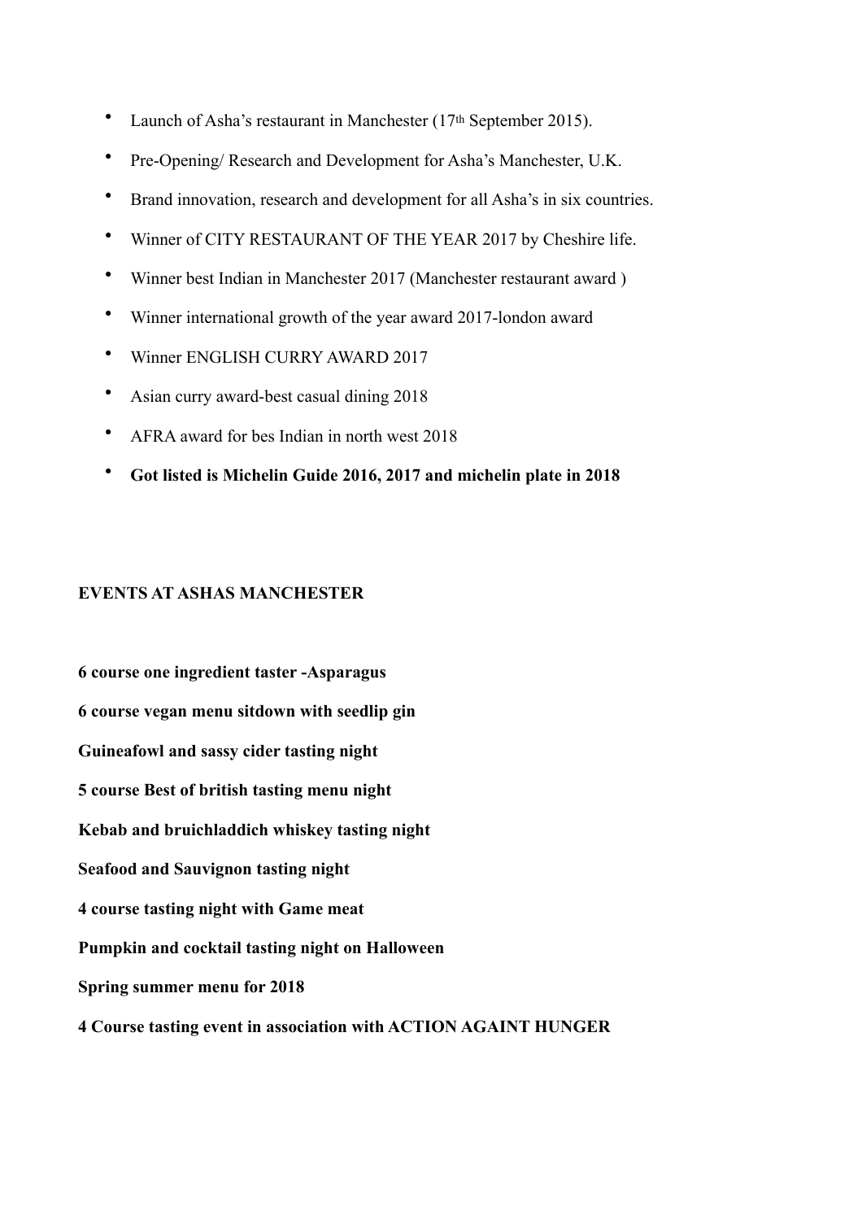- Launch of Asha's restaurant in Manchester (17th September 2015).
- Pre-Opening/ Research and Development for Asha's Manchester, U.K.
- Brand innovation, research and development for all Asha's in six countries.
- Winner of CITY RESTAURANT OF THE YEAR 2017 by Cheshire life.
- Winner best Indian in Manchester 2017 (Manchester restaurant award )
- Winner international growth of the year award 2017-london award
- Winner ENGLISH CURRY AWARD 2017
- Asian curry award-best casual dining 2018
- AFRA award for bes Indian in north west 2018
- **Got listed is Michelin Guide 2016, 2017 and michelin plate in 2018**

**EVENTS AT ASHAS MANCHESTER**

**6 course one ingredient taster -Asparagus**

**6 course vegan menu sitdown with seedlip gin**

**Guineafowl and sassy cider tasting night**

**5 course Best of british tasting menu night**

**Kebab and bruichladdich whiskey tasting night**

**Seafood and Sauvignon tasting night**

**4 course tasting night with Game meat**

**Pumpkin and cocktail tasting night on Halloween**

**Spring summer menu for 2018**

**4 Course tasting event in association with ACTION AGAINT HUNGER**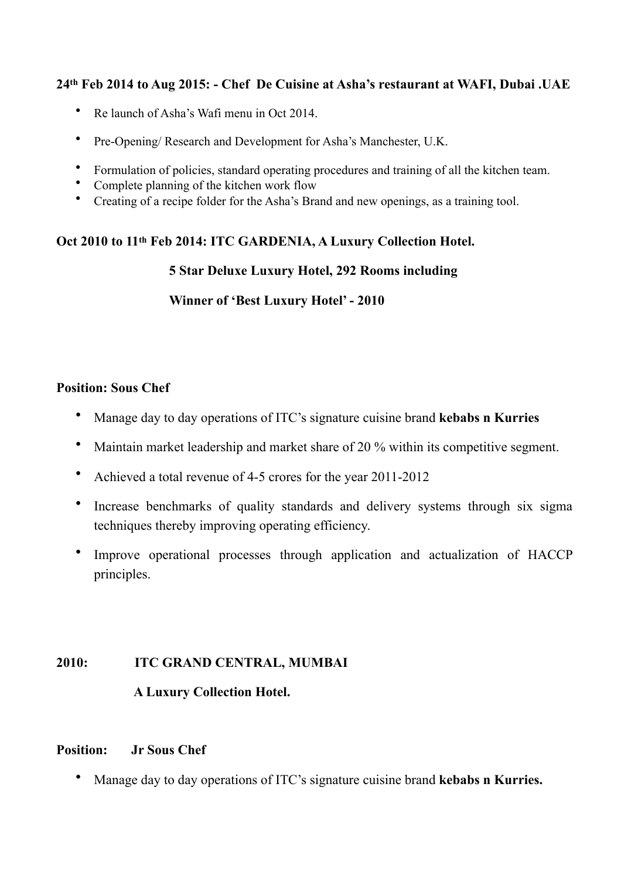**24th Feb 2014 to Aug 2015: - Chef De Cuisine at Asha's restaurant at WAFI, Dubai .UAE**

- Re launch of Asha's Wafi menu in Oct 2014.
- Pre-Opening/ Research and Development for Asha's Manchester, U.K.
- Formulation of policies, standard operating procedures and training of all the kitchen team.
- Complete planning of the kitchen work flow
- Creating of a recipe folder for the Asha's Brand and new openings, as a training tool.

**Oct 2010 to 11th Feb 2014: ITC GARDENIA, A Luxury Collection Hotel.**

**5 Star Deluxe Luxury Hotel, 292 Rooms including**

**Winner of 'Best Luxury Hotel' - 2010**

**Position: Sous Chef**

- Manage day to day operations of ITC's signature cuisine brand **kebabs n Kurries**
- Maintain market leadership and market share of 20 % within its competitive segment.
- Achieved a total revenue of 4-5 crores for the year 2011-2012
- Increase benchmarks of quality standards and delivery systems through six sigma techniques thereby improving operating efficiency.
- Improve operational processes through application and actualization of HACCP principles.

**2010: ITC GRAND CENTRAL, MUMBAI**

**A Luxury Collection Hotel.**

**Position: Jr Sous Chef**

- Manage day to day operations of ITC's signature cuisine brand **kebabs n Kurries.**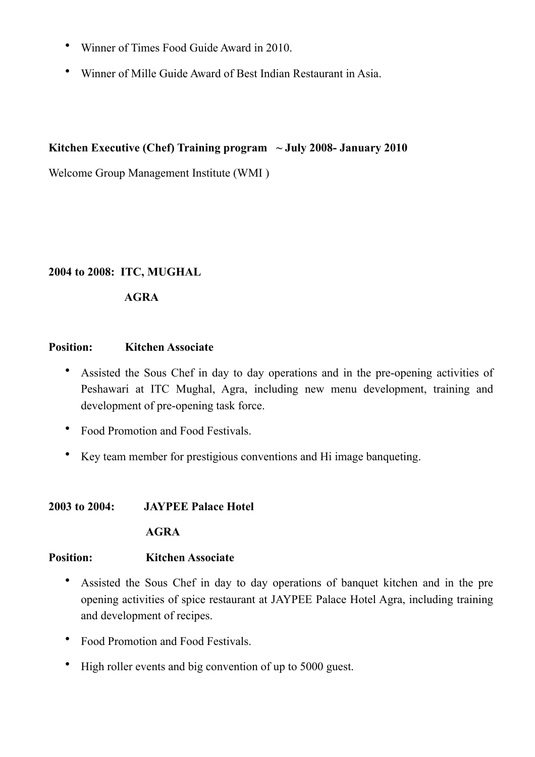- Winner of Times Food Guide Award in 2010.
- Winner of Mille Guide Award of Best Indian Restaurant in Asia.

**Kitchen Executive (Chef) Training program ~ July 2008- January 2010**

Welcome Group Management Institute (WMI )

**2004 to 2008: ITC, MUGHAL**

**AGRA**

**Position: Kitchen Associate**

- Assisted the Sous Chef in day to day operations and in the pre-opening activities of Peshawari at ITC Mughal, Agra, including new menu development, training and development of pre-opening task force.
- Food Promotion and Food Festivals.
- Key team member for prestigious conventions and Hi image banqueting.

**2003 to 2004: JAYPEE Palace Hotel**

**AGRA**

**Position: Kitchen Associate**

- Assisted the Sous Chef in day to day operations of banquet kitchen and in the pre opening activities of spice restaurant at JAYPEE Palace Hotel Agra, including training and development of recipes.
- Food Promotion and Food Festivals.
- High roller events and big convention of up to 5000 guest.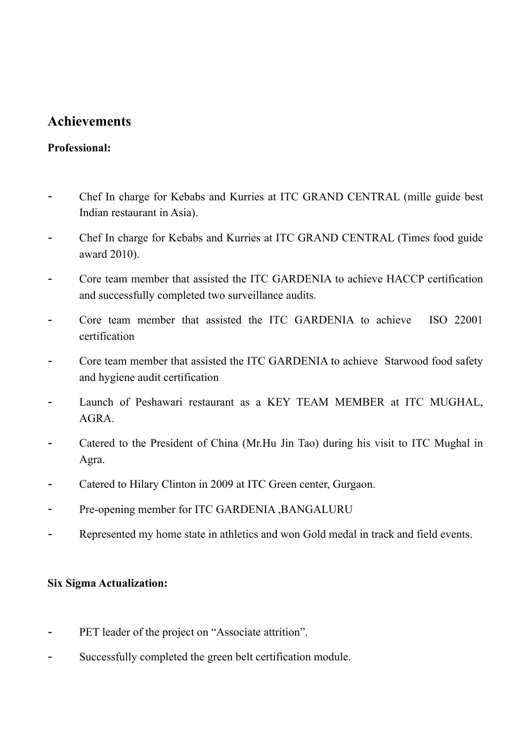## Achievements

**Professional:**

- Chef In charge for Kebabs and Kurries at ITC GRAND CENTRAL (mille guide best Indian restaurant in Asia).
- Chef In charge for Kebabs and Kurries at ITC GRAND CENTRAL (Times food guide award 2010).
- Core team member that assisted the ITC GARDENIA to achieve HACCP certification and successfully completed two surveillance audits.
- Core team member that assisted the ITC GARDENIA to achieve ISO 22001 certification
- Core team member that assisted the ITC GARDENIA to achieve Starwood food safety and hygiene audit certification
- Launch of Peshawari restaurant as a KEY TEAM MEMBER at ITC MUGHAL, AGRA.
- Catered to the President of China (Mr.Hu Jin Tao) during his visit to ITC Mughal in Agra.
- Catered to Hilary Clinton in 2009 at ITC Green center, Gurgaon.
- Pre-opening member for ITC GARDENIA ,BANGALURU
- Represented my home state in athletics and won Gold medal in track and field events.

**Six Sigma Actualization:**

- PET leader of the project on “Associate attrition”.
- Successfully completed the green belt certification module.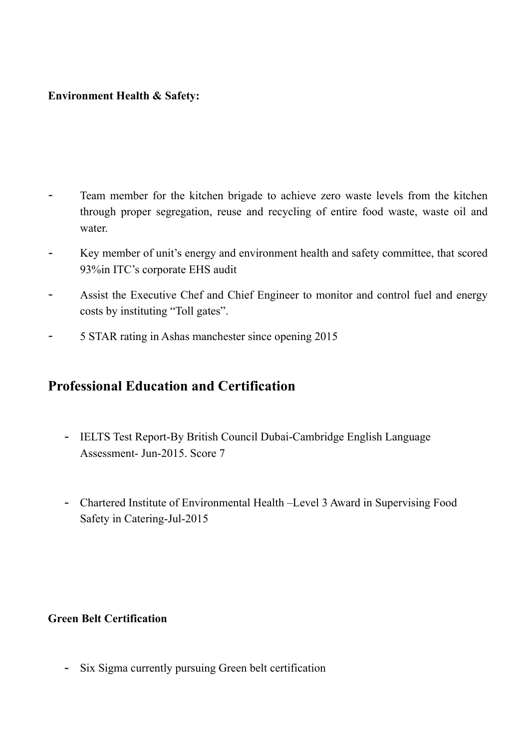**Environment Health & Safety:**

- Team member for the kitchen brigade to achieve zero waste levels from the kitchen through proper segregation, reuse and recycling of entire food waste, waste oil and water.
- Key member of unit's energy and environment health and safety committee, that scored 93%in ITC's corporate EHS audit
- Assist the Executive Chef and Chief Engineer to monitor and control fuel and energy costs by instituting "Toll gates".
- 5 STAR rating in Ashas manchester since opening 2015

## Professional Education and Certification

- IELTS Test Report-By British Council Dubai-Cambridge English Language Assessment- Jun-2015. Score 7

- Chartered Institute of Environmental Health –Level 3 Award in Supervising Food Safety in Catering-Jul-2015

**Green Belt Certification**

- Six Sigma currently pursuing Green belt certification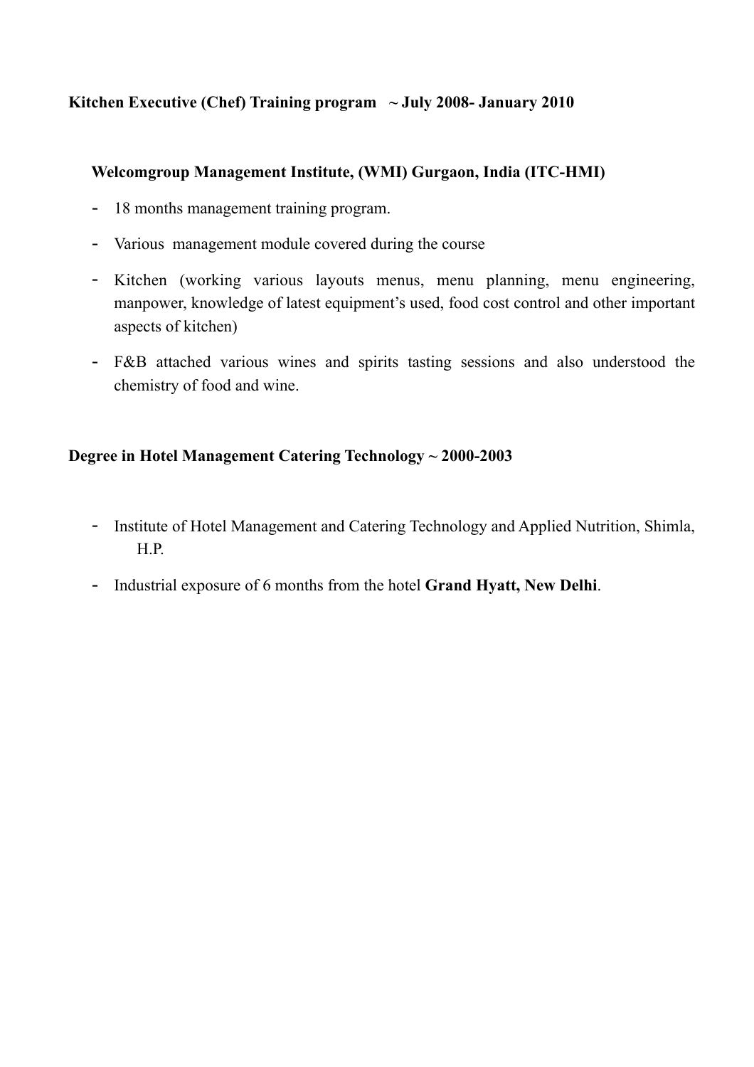**Kitchen Executive (Chef) Training program ~ July 2008- January 2010**

**Welcomgroup Management Institute, (WMI) Gurgaon, India (ITC-HMI)**

- 18 months management training program.
- Various management module covered during the course
- Kitchen (working various layouts menus, menu planning, menu engineering, manpower, knowledge of latest equipment's used, food cost control and other important aspects of kitchen)
- F&B attached various wines and spirits tasting sessions and also understood the chemistry of food and wine.

**Degree in Hotel Management Catering Technology ~ 2000-2003**

- Institute of Hotel Management and Catering Technology and Applied Nutrition, Shimla, H.P.
- Industrial exposure of 6 months from the hotel **Grand Hyatt, New Delhi**.